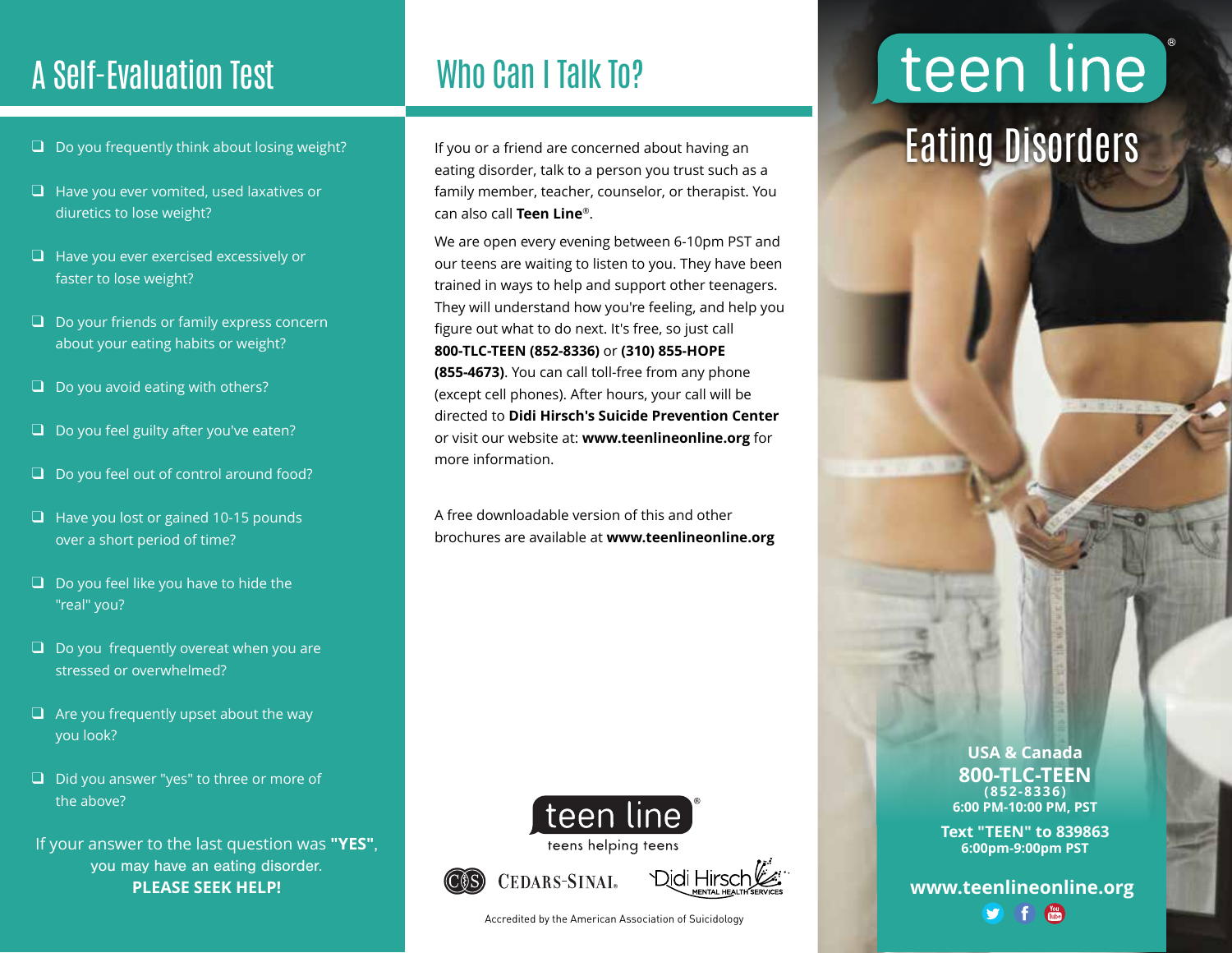# A Self-Evaluation Test

- ❑ Do you frequently think about losing weight?
- ❑ Have you ever vomited, used laxatives or diuretics to lose weight?
- ❑ Have you ever exercised excessively or faster to lose weight?
- ❑ Do your friends or family express concern about your eating habits or weight?
- ❑ Do you avoid eating with others?
- ❑ Do you feel guilty after you've eaten?
- ❑ Do you feel out of control around food?
- ❑ Have you lost or gained 10-15 pounds over a short period of time?
- ❑ Do you feel like you have to hide the "real" you?
- ❑ Do you frequently overeat when you are stressed or overwhelmed?
- ❑ Are you frequently upset about the way you look?
- ❑ Did you answer "yes" to three or more of the above?

If your answer to the last question was **"YES"**, you may have an eating disorder. **PLEASE SEEK HELP!**

# Who Can I Talk To?

If you or a friend are concerned about having an eating disorder, talk to a person you trust such as a family member, teacher, counselor, or therapist. You can also call **Teen Line**®.

We are open every evening between 6-10pm PST and our teens are waiting to listen to you. They have been trained in ways to help and support other teenagers. They will understand how you're feeling, and help you figure out what to do next. It's free, so just call **800-TLC-TEEN (852-8336)** or **(310) 855-HOPE (855-4673)**. You can call toll-free from any phone (except cell phones). After hours, your call will be directed to **Didi Hirsch's Suicide Prevention Center** or visit our website at: **www.teenlineonline.org** for more information.

A free downloadable version of this and other brochures are available at **www.teenlineonline.org**

teen line®
teens helping teens

CEDARS-SINAI. Didi Hirsch MENTAL HEALTH SERVICES

Accredited by the American Association of Suicidology

# teen line®

## Eating Disorders

**USA & Canada**
**800-TLC-TEEN**
**(852-8336)**
**6:00 PM-10:00 PM, PST**

**Text "TEEN" to 839863**
**6:00pm-9:00pm PST**

**www.teenlineonline.org**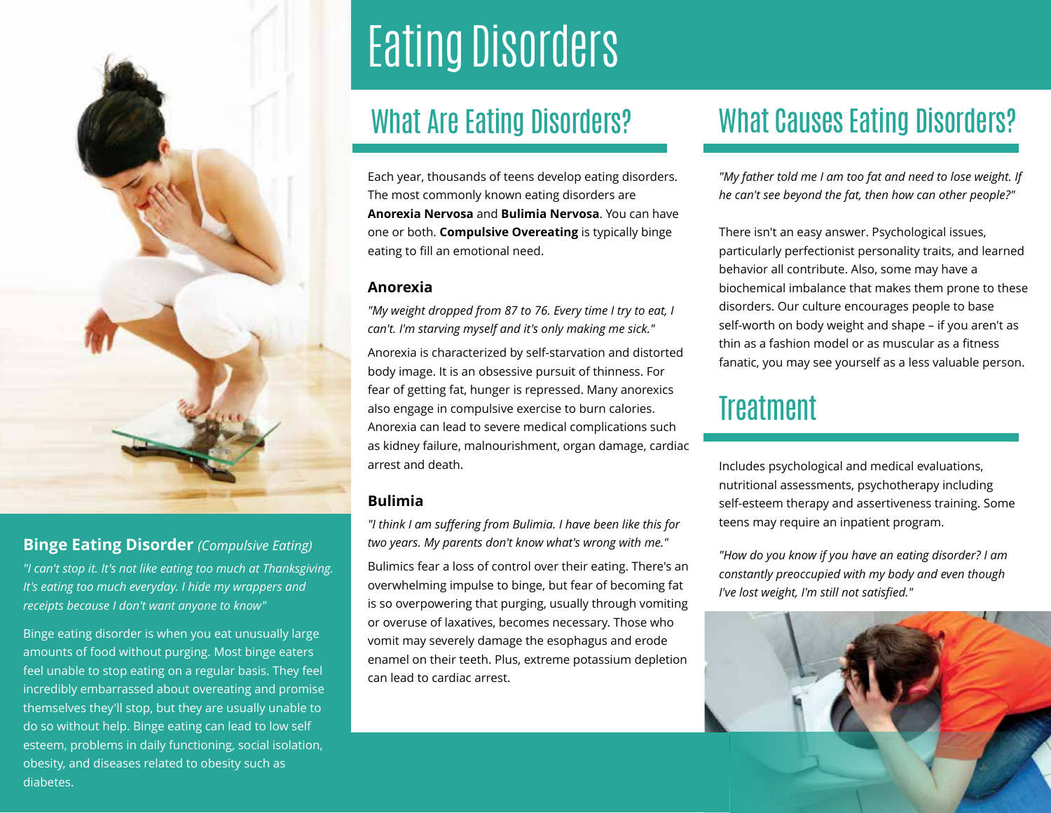# Eating Disorders

## What Are Eating Disorders?

Each year, thousands of teens develop eating disorders. The most commonly known eating disorders are **Anorexia Nervosa** and **Bulimia Nervosa**. You can have one or both. **Compulsive Overeating** is typically binge eating to fill an emotional need.

### Anorexia

*"My weight dropped from 87 to 76. Every time I try to eat, I can't. I'm starving myself and it's only making me sick."*

Anorexia is characterized by self-starvation and distorted body image. It is an obsessive pursuit of thinness. For fear of getting fat, hunger is repressed. Many anorexics also engage in compulsive exercise to burn calories. Anorexia can lead to severe medical complications such as kidney failure, malnourishment, organ damage, cardiac arrest and death.

### Bulimia

*"I think I am suffering from Bulimia. I have been like this for two years. My parents don't know what's wrong with me."*

Bulimics fear a loss of control over their eating. There's an overwhelming impulse to binge, but fear of becoming fat is so overpowering that purging, usually through vomiting or overuse of laxatives, becomes necessary. Those who vomit may severely damage the esophagus and erode enamel on their teeth. Plus, extreme potassium depletion can lead to cardiac arrest.

### Binge Eating Disorder *(Compulsive Eating)*

*"I can't stop it. It's not like eating too much at Thanksgiving. It's eating too much everyday. I hide my wrappers and receipts because I don't want anyone to know"*

Binge eating disorder is when you eat unusually large amounts of food without purging. Most binge eaters feel unable to stop eating on a regular basis. They feel incredibly embarrassed about overeating and promise themselves they'll stop, but they are usually unable to do so without help. Binge eating can lead to low self esteem, problems in daily functioning, social isolation, obesity, and diseases related to obesity such as diabetes.

## What Causes Eating Disorders?

*"My father told me I am too fat and need to lose weight. If he can't see beyond the fat, then how can other people?"*

There isn't an easy answer. Psychological issues, particularly perfectionist personality traits, and learned behavior all contribute. Also, some may have a biochemical imbalance that makes them prone to these disorders. Our culture encourages people to base self-worth on body weight and shape – if you aren't as thin as a fashion model or as muscular as a fitness fanatic, you may see yourself as a less valuable person.

## Treatment

Includes psychological and medical evaluations, nutritional assessments, psychotherapy including self-esteem therapy and assertiveness training. Some teens may require an inpatient program.

*"How do you know if you have an eating disorder? I am constantly preoccupied with my body and even though I've lost weight, I'm still not satisfied."*